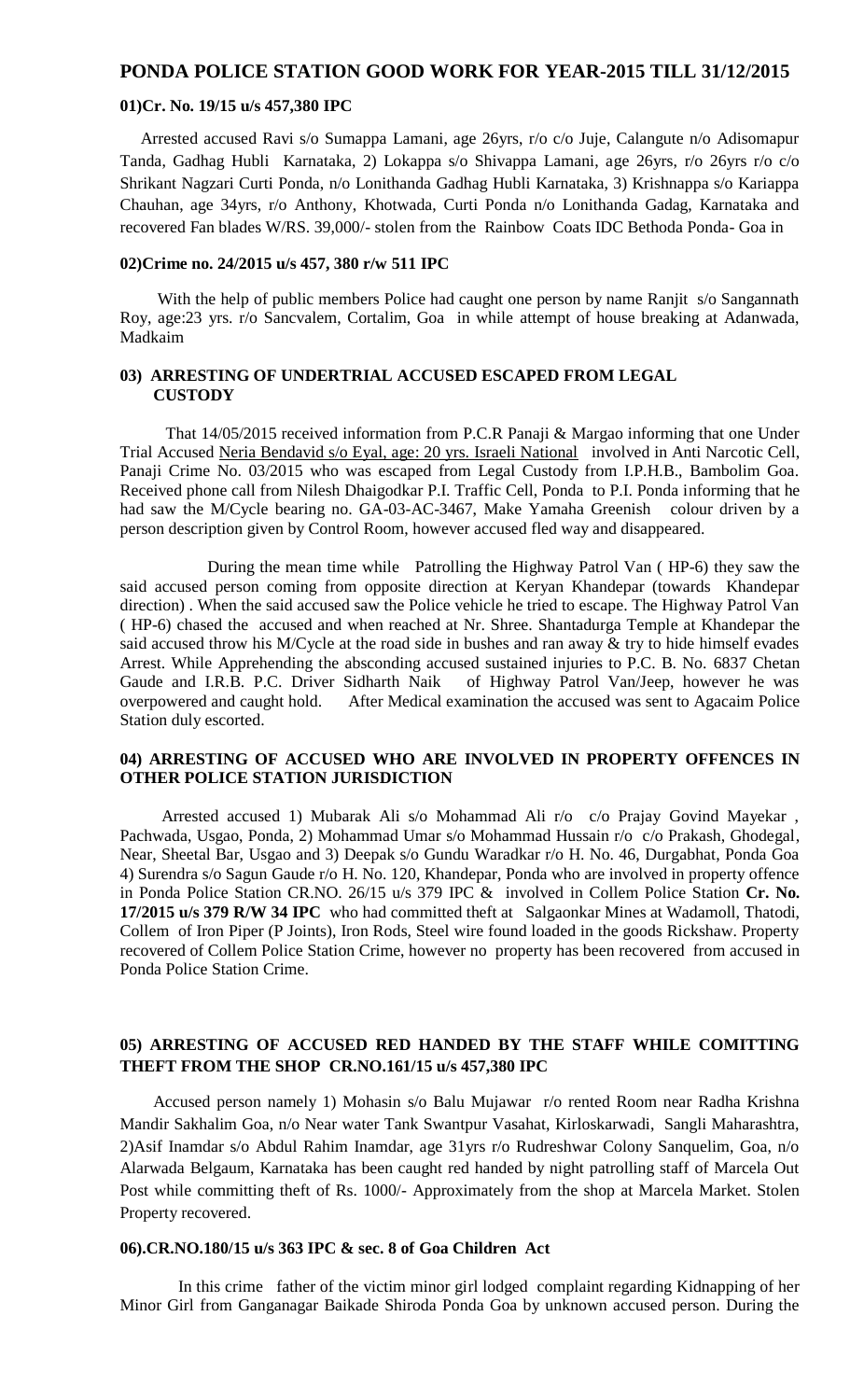# PONDA POLICE STATION GOOD WORK FOR YEAR-2015 TILL 31/12/2015

### 01)Cr. No. 19/15 u/s 457,380 IPC

Arrested accused Ravi s/o Sumappa Lamani, age 26yrs, r/o c/o Juje, Calangute n/o Adisomapur Tanda, Gadhag Hubli Karnataka, 2) Lokappa s/o Shivappa Lamani, age 26yrs, r/o 26yrs r/o c/o Shrikant Nagzari Curti Ponda, n/o Lonithanda Gadhag Hubli Karnataka, 3) Krishnappa s/o Kariappa Chauhan, age 34yrs, r/o Anthony, Khotwada, Curti Ponda n/o Lonithanda Gadag, Karnataka and recovered Fan blades W/RS. 39,000/- stolen from the Rainbow Coats IDC Bethoda Ponda- Goa in

### 02)Crime no. 24/2015 u/s 457, 380 r/w 511 IPC

With the help of public members Police had caught one person by name Ranjit s/o Sangannath Roy, age:23 yrs. r/o Sancvalem, Cortalim, Goa in while attempt of house breaking at Adanwada, Madkaim

### 03) ARRESTING OF UNDERTRIAL ACCUSED ESCAPED FROM LEGAL CUSTODY

That 14/05/2015 received information from P.C.R Panaji & Margao informing that one Under Trial Accused Neria Bendavid s/o Eyal, age: 20 yrs. Israeli National involved in Anti Narcotic Cell, Panaji Crime No. 03/2015 who was escaped from Legal Custody from I.P.H.B., Bambolim Goa. Received phone call from Nilesh Dhaigodkar P.I. Traffic Cell, Ponda to P.I. Ponda informing that he had saw the M/Cycle bearing no. GA-03-AC-3467, Make Yamaha Greenish colour driven by a person description given by Control Room, however accused fled way and disappeared.

During the mean time while Patrolling the Highway Patrol Van ( HP-6) they saw the said accused person coming from opposite direction at Keryan Khandepar (towards Khandepar direction) . When the said accused saw the Police vehicle he tried to escape. The Highway Patrol Van ( HP-6) chased the accused and when reached at Nr. Shree. Shantadurga Temple at Khandepar the said accused throw his M/Cycle at the road side in bushes and ran away & try to hide himself evades Arrest. While Apprehending the absconding accused sustained injuries to P.C. B. No. 6837 Chetan Gaude and I.R.B. P.C. Driver Sidharth Naik of Highway Patrol Van/Jeep, however he was overpowered and caught hold. After Medical examination the accused was sent to Agacaim Police Station duly escorted.

### 04) ARRESTING OF ACCUSED WHO ARE INVOLVED IN PROPERTY OFFENCES IN OTHER POLICE STATION JURISDICTION

Arrested accused 1) Mubarak Ali s/o Mohammad Ali r/o c/o Prajay Govind Mayekar , Pachwada, Usgao, Ponda, 2) Mohammad Umar s/o Mohammad Hussain r/o c/o Prakash, Ghodegal, Near, Sheetal Bar, Usgao and 3) Deepak s/o Gundu Waradkar r/o H. No. 46, Durgabhat, Ponda Goa 4) Surendra s/o Sagun Gaude r/o H. No. 120, Khandepar, Ponda who are involved in property offence in Ponda Police Station CR.NO. 26/15 u/s 379 IPC & involved in Collem Police Station **Cr. No. 17/2015 u/s 379 R/W 34 IPC** who had committed theft at Salgaonkar Mines at Wadamoll, Thatodi, Collem of Iron Piper (P Joints), Iron Rods, Steel wire found loaded in the goods Rickshaw. Property recovered of Collem Police Station Crime, however no property has been recovered from accused in Ponda Police Station Crime.

### 05) ARRESTING OF ACCUSED RED HANDED BY THE STAFF WHILE COMITTING THEFT FROM THE SHOP CR.NO.161/15 u/s 457,380 IPC

Accused person namely 1) Mohasin s/o Balu Mujawar r/o rented Room near Radha Krishna Mandir Sakhalim Goa, n/o Near water Tank Swantpur Vasahat, Kirloskarwadi, Sangli Maharashtra, 2)Asif Inamdar s/o Abdul Rahim Inamdar, age 31yrs r/o Rudreshwar Colony Sanquelim, Goa, n/o Alarwada Belgaum, Karnataka has been caught red handed by night patrolling staff of Marcela Out Post while committing theft of Rs. 1000/- Approximately from the shop at Marcela Market. Stolen Property recovered.

### 06).CR.NO.180/15 u/s 363 IPC & sec. 8 of Goa Children Act

In this crime father of the victim minor girl lodged complaint regarding Kidnapping of her Minor Girl from Ganganagar Baikade Shiroda Ponda Goa by unknown accused person. During the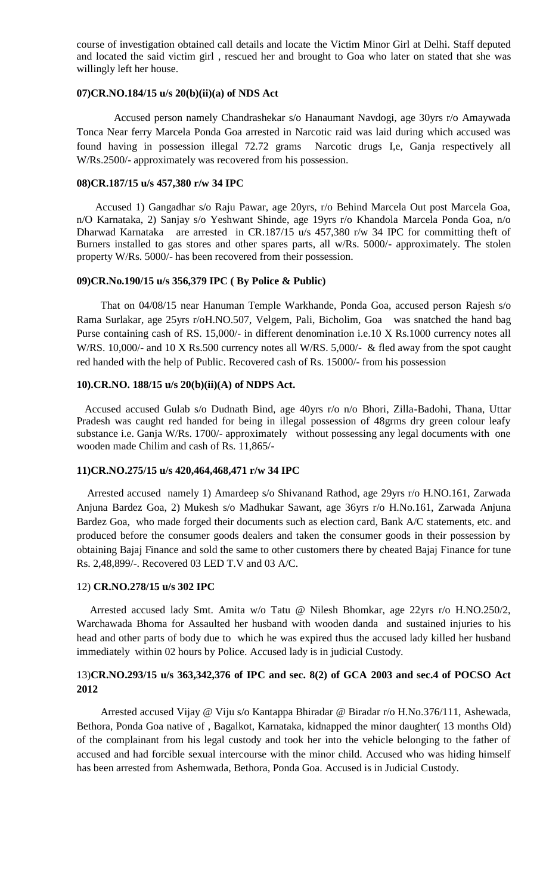course of investigation obtained call details and locate the Victim Minor Girl at Delhi. Staff deputed and located the said victim girl , rescued her and brought to Goa who later on stated that she was willingly left her house.

**07)CR.NO.184/15 u/s 20(b)(ii)(a) of NDS Act**

Accused person namely Chandrashekar s/o Hanaumant Navdogi, age 30yrs r/o Amaywada Tonca Near ferry Marcela Ponda Goa arrested in Narcotic raid was laid during which accused was found having in possession illegal 72.72 grams Narcotic drugs I,e, Ganja respectively all W/Rs.2500/- approximately was recovered from his possession.

**08)CR.187/15 u/s 457,380 r/w 34 IPC**

Accused 1) Gangadhar s/o Raju Pawar, age 20yrs, r/o Behind Marcela Out post Marcela Goa, n/O Karnataka, 2) Sanjay s/o Yeshwant Shinde, age 19yrs r/o Khandola Marcela Ponda Goa, n/o Dharwad Karnataka are arrested in CR.187/15 u/s 457,380 r/w 34 IPC for committing theft of Burners installed to gas stores and other spares parts, all w/Rs. 5000/- approximately. The stolen property W/Rs. 5000/- has been recovered from their possession.

**09)CR.No.190/15 u/s 356,379 IPC ( By Police & Public)**

That on 04/08/15 near Hanuman Temple Warkhande, Ponda Goa, accused person Rajesh s/o Rama Surlakar, age 25yrs r/oH.NO.507, Velgem, Pali, Bicholim, Goa was snatched the hand bag Purse containing cash of RS. 15,000/- in different denomination i.e.10 X Rs.1000 currency notes all W/RS. 10,000/- and 10 X Rs.500 currency notes all W/RS. 5,000/- & fled away from the spot caught red handed with the help of Public. Recovered cash of Rs. 15000/- from his possession

**10).CR.NO. 188/15 u/s 20(b)(ii)(A) of NDPS Act.**

Accused accused Gulab s/o Dudnath Bind, age 40yrs r/o n/o Bhori, Zilla-Badohi, Thana, Uttar Pradesh was caught red handed for being in illegal possession of 48grms dry green colour leafy substance i.e. Ganja W/Rs. 1700/- approximately without possessing any legal documents with one wooden made Chilim and cash of Rs. 11,865/-

**11)CR.NO.275/15 u/s 420,464,468,471 r/w 34 IPC**

Arrested accused namely 1) Amardeep s/o Shivanand Rathod, age 29yrs r/o H.NO.161, Zarwada Anjuna Bardez Goa, 2) Mukesh s/o Madhukar Sawant, age 36yrs r/o H.No.161, Zarwada Anjuna Bardez Goa, who made forged their documents such as election card, Bank A/C statements, etc. and produced before the consumer goods dealers and taken the consumer goods in their possession by obtaining Bajaj Finance and sold the same to other customers there by cheated Bajaj Finance for tune Rs. 2,48,899/-. Recovered 03 LED T.V and 03 A/C.

12) **CR.NO.278/15 u/s 302 IPC**

Arrested accused lady Smt. Amita w/o Tatu @ Nilesh Bhomkar, age 22yrs r/o H.NO.250/2, Warchawada Bhoma for Assaulted her husband with wooden danda and sustained injuries to his head and other parts of body due to which he was expired thus the accused lady killed her husband immediately within 02 hours by Police. Accused lady is in judicial Custody.

13)**CR.NO.293/15 u/s 363,342,376 of IPC and sec. 8(2) of GCA 2003 and sec.4 of POCSO Act 2012**

Arrested accused Vijay @ Viju s/o Kantappa Bhiradar @ Biradar r/o H.No.376/111, Ashewada, Bethora, Ponda Goa native of , Bagalkot, Karnataka, kidnapped the minor daughter( 13 months Old) of the complainant from his legal custody and took her into the vehicle belonging to the father of accused and had forcible sexual intercourse with the minor child. Accused who was hiding himself has been arrested from Ashemwada, Bethora, Ponda Goa. Accused is in Judicial Custody.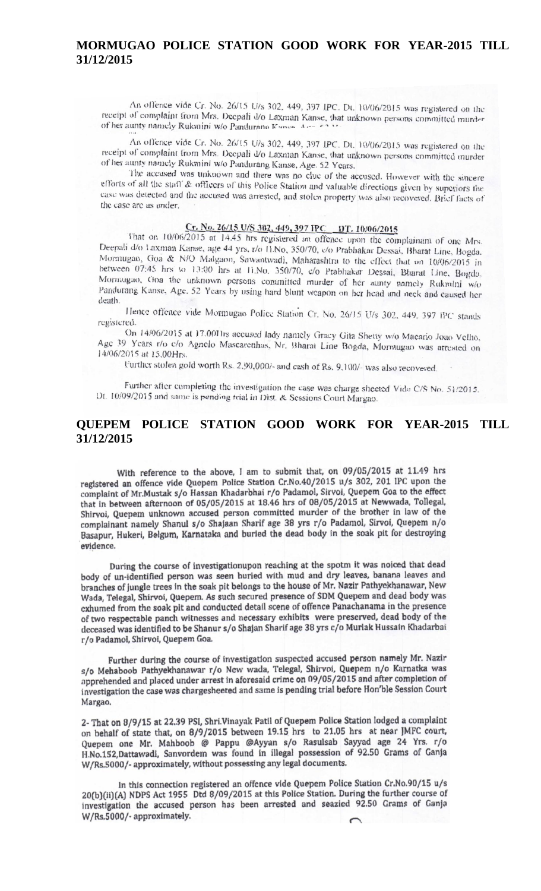# MORMUGAO POLICE STATION GOOD WORK FOR YEAR-2015 TILL 31/12/2015

An offence vide Cr. No. 26/15 U/s 302, 449, 397 IPC. Dt. 10/06/2015 was registered on the receipt of complaint from Mrs. Deepali d/o Laxman Kanse, that unknown persons committed murder of her aunty namely Rukmini w/o Pandurang Kanse, Age 52 Years.

An offence vide Cr. No. 26/15 U/s 302, 449, 397 IPC. Dt. 10/06/2015 was registered on the receipt of complaint from Mrs. Deepali d/o Laxman Kanse, that unknown persons committed murder of her aunty namely Rukmini w/o Pandurang Kanse, Age. 52 Years.

The accused was unknown and there was no clue of the accused. However with the sincere efforts of all the staff & officers of this Police Station and valuable directions given by superiors the case was detected and the accused was arrested, and stolen property was also recovered. Brief facts of the case are as under.

**Cr. No. 26/15 U/S 302, 449, 397 IPC DT. 10/06/2015**

That on 10/06/2015 at 14.45 hrs registered an offence upon the complainant of one Mrs. Deepali d/o Laxman Kanse, age 44 yrs, r/o H.No, 350/70, c/o Prabhakar Dessai, Bharat Line, Bogda. Mormugao, Goa & N/O Malgaon, Sawantwadi, Maharashtra to the effect that on 10/06/2015 in between 07:45 hrs to 13:00 hrs at H.No. 350/70, c/o Prabhakar Dessai, Bharat Line, Bogda. Mormugao, Goa the unknown persons committed murder of her aunty namely Rukmini w/o Pandurang Kanse, Age. 52 Years by using hard blunt weapon on her head and neck and caused her death.

Hence offence vide Mormugao Police Station Cr. No. 26/15 U/s 302, 449, 397 IPC stands registered.

On 14/06/2015 at 17.00Hrs accused lady namely Gracy Gita Shetty w/o Macario Joao Velho, Age 39 Years r/o c/o Agnelo Mascarenhas, Nr. Bharat Line Bogda, Mormugao was arrested on 14/06/2015 at 15.00Hrs.

Further stolen gold worth Rs. 2,90,000/- and cash of Rs. 9,100/- was also recovered.

Further after completing the investigation the case was charge sheeted Vide C/S No. 51/2015. Dt. 10/09/2015 and same is pending trial in Dist. & Sessions Court Margao.

# QUEPEM POLICE STATION GOOD WORK FOR YEAR-2015 TILL 31/12/2015

With reference to the above, I am to submit that, on 09/05/2015 at 11.49 hrs registered an offence vide Quepem Police Station Cr.No.40/2015 u/s 302, 201 IPC upon the complaint of Mr.Mustak s/o Hassan Khadarbhai r/o Padamol, Sirvoi, Quepem Goa to the effect that in between afternoon of 05/05/2015 at 18.46 hrs of 08/05/2015 at Newwada, Tollegal, Shirvoi, Quepem unknown accused person committed murder of the brother in law of the complainant namely Shanul s/o Shajaan Sharif age 38 yrs r/o Padamol, Sirvoi, Quepem n/o Basapur, Hukeri, Belgum, Karnataka and buried the dead body in the soak pit for destroying evidence.

During the course of investigationupon reaching at the spotm it was noiced that dead body of un-identified person was seen buried with mud and dry leaves, banana leaves and branches of jungle trees in the soak pit belongs to the house of Mr. Nazir Pathyekhanawar, New Wada, Telegal, Shirvoi, Quepem. As such secured presence of SDM Quepem and dead body was exhumed from the soak pit and conducted detail scene of offence Panachanama in the presence of two respectable panch witnesses and necessary exhibits were preserved, dead body of the deceased was identified to be Shanur s/o Shajan Sharif age 38 yrs c/o Murlak Hussain Khadarbai r/o Padamol, Shirvoi, Quepem Goa.

Further during the course of investigation suspected accused person namely Mr. Nazir s/o Mehaboob Pathyekhanawar r/o New wada, Telegal, Shirvoi, Quepem n/o Karnatka was apprehended and placed under arrest in aforesaid crime on 09/05/2015 and after completion of investigation the case was chargesheeted and same is pending trial before Hon'ble Session Court Margao.

2- That on 8/9/15 at 22.39 PSI, Shri.Vinayak Patil of Quepem Police Station lodged a complaint on behalf of state that, on 8/9/2015 between 19.15 hrs to 21.05 hrs at near JMFC court, Quepem one Mr. Mahboob @ Pappu @Ayyan s/o Rasulsab Sayyad age 24 Yrs. r/o H.No.152,Dattawadi, Sanvordem was found in illegal possession of 92.50 Grams of Ganja W/Rs.5000/- approximately, without possessing any legal documents.

In this connection registered an offence vide Quepem Police Station Cr.No.90/15 u/s 20(b)(ii)(A) NDPS Act 1955 Dtd 8/09/2015 at this Police Station. During the further course of investigation the accused person has been arrested and seazied 92.50 Grams of Ganja W/Rs.5000/- approximately.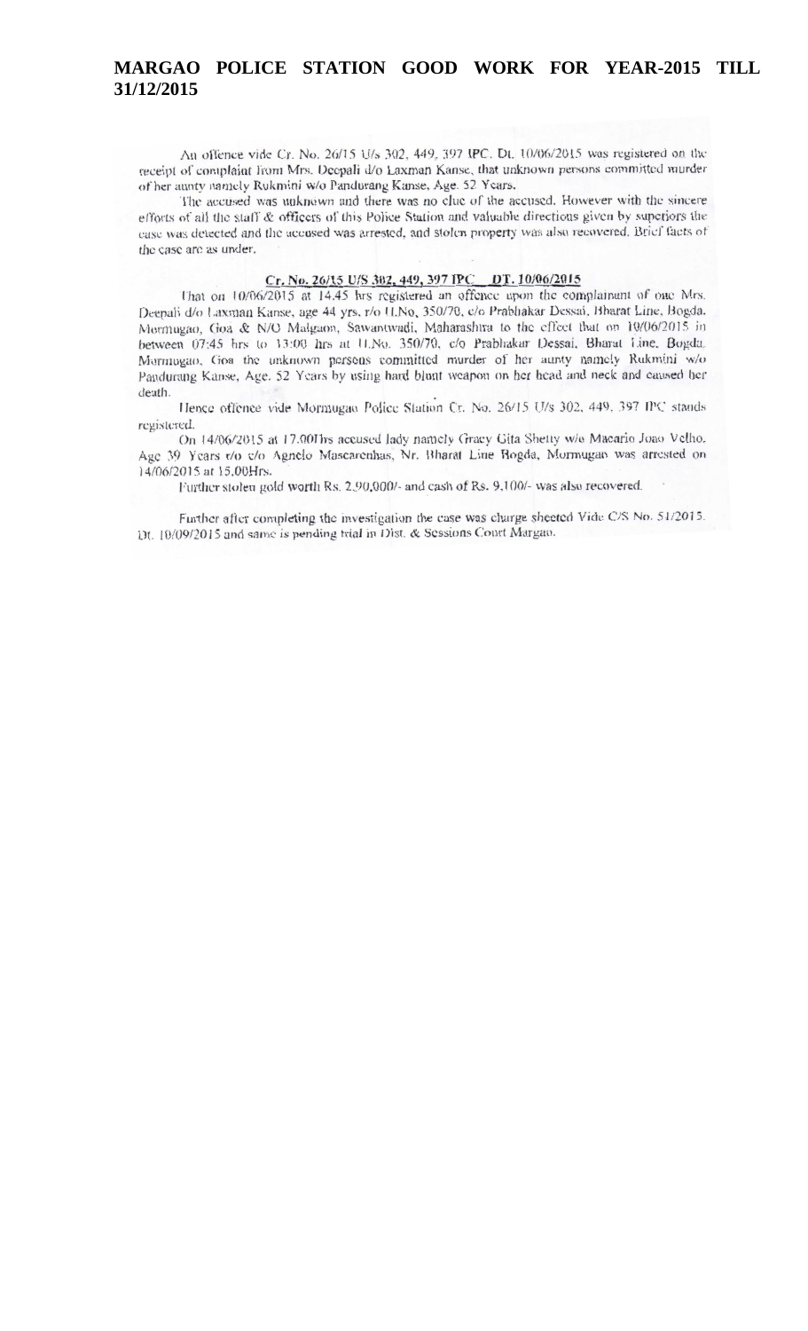# MARGAO POLICE STATION GOOD WORK FOR YEAR-2015 TILL 31/12/2015

An offence vide Cr. No. 26/15 U/s 302, 449, 397 IPC. Dt. 10/06/2015 was registered on the receipt of complaint from Mrs. Deepali d/o Laxman Kanse, that unknown persons committed murder of her aunty namely Rukmini w/o Pandurang Kanse, Age. 52 Years.

The accused was unknown and there was no clue of the accused. However with the sincere efforts of all the staff & officers of this Police Station and valuable directions given by superiors the case was detected and the accused was arrested, and stolen property was also recovered. Brief facts of the case are as under.

**Cr. No. 26/15 U/S 302, 449, 397 IPC DT. 10/06/2015**

That on 10/06/2015 at 14.45 hrs registered an offence upon the complainant of one Mrs. Deepali d/o Laxman Kanse, age 44 yrs. r/o H.No. 350/70, c/o Prabhakar Dessai, Bharat Line, Bogda. Mormugao, Goa & N/O Malgaon, Sawantwadi, Maharashtra to the effect that on 10/06/2015 in between 07:45 hrs to 13:00 hrs at H.No. 350/70, c/o Prabhakar Dessai, Bharat Line, Bogda, Mormugao, Goa the unknown persons committed murder of her aunty namely Rukmini w/o Pandurang Kanse, Age. 52 Years by using hard blunt weapon on her head and neck and caused her death.

Hence offence vide Mormugao Police Station Cr. No. 26/15 U/s 302, 449, 397 IPC stands registered.

On 14/06/2015 at 17.00Hrs accused lady namely Gracy Gita Shetty w/o Macario Joao Velho. Age 39 Years r/o c/o Agnelo Mascarenhas, Nr. Bharat Line Bogda, Mormugao was arrested on 14/06/2015 at 15.00Hrs.

Further stolen gold worth Rs. 2,90,000/- and cash of Rs. 9,100/- was also recovered.

Further after completing the investigation the case was charge sheeted Vide C/S No. 51/2015. Dt. 10/09/2015 and same is pending trial in Dist. & Sessions Court Margao.